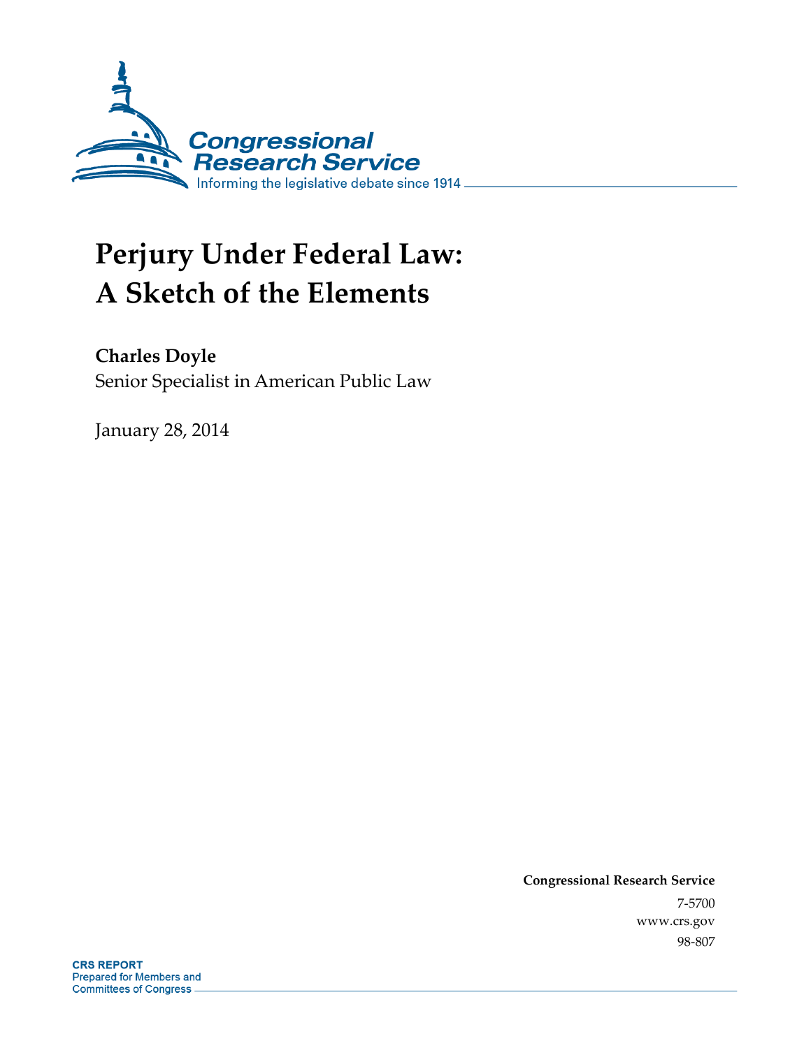Congressional Research Service

Informing the legislative debate since 1914

# Perjury Under Federal Law: A Sketch of the Elements

**Charles Doyle**
Senior Specialist in American Public Law

January 28, 2014

**Congressional Research Service**
7-5700
www.crs.gov
98-807

**CRS REPORT**
Prepared for Members and Committees of Congress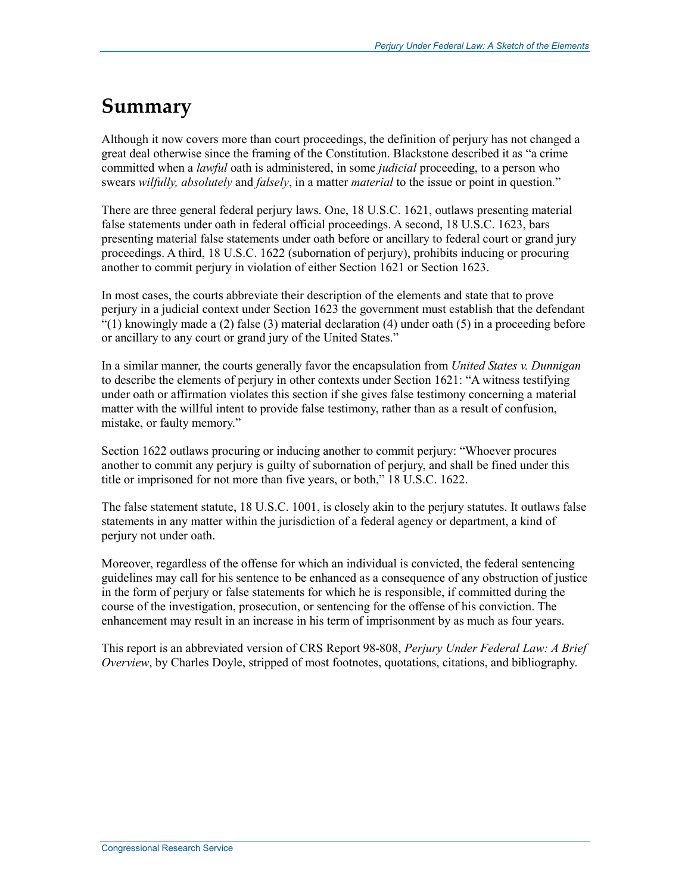# Summary

Although it now covers more than court proceedings, the definition of perjury has not changed a great deal otherwise since the framing of the Constitution. Blackstone described it as "a crime committed when a *lawful* oath is administered, in some *judicial* proceeding, to a person who swears *wilfully, absolutely* and *falsely*, in a matter *material* to the issue or point in question."

There are three general federal perjury laws. One, 18 U.S.C. 1621, outlaws presenting material false statements under oath in federal official proceedings. A second, 18 U.S.C. 1623, bars presenting material false statements under oath before or ancillary to federal court or grand jury proceedings. A third, 18 U.S.C. 1622 (subornation of perjury), prohibits inducing or procuring another to commit perjury in violation of either Section 1621 or Section 1623.

In most cases, the courts abbreviate their description of the elements and state that to prove perjury in a judicial context under Section 1623 the government must establish that the defendant "(1) knowingly made a (2) false (3) material declaration (4) under oath (5) in a proceeding before or ancillary to any court or grand jury of the United States."

In a similar manner, the courts generally favor the encapsulation from *United States v. Dunnigan* to describe the elements of perjury in other contexts under Section 1621: "A witness testifying under oath or affirmation violates this section if she gives false testimony concerning a material matter with the willful intent to provide false testimony, rather than as a result of confusion, mistake, or faulty memory."

Section 1622 outlaws procuring or inducing another to commit perjury: "Whoever procures another to commit any perjury is guilty of subornation of perjury, and shall be fined under this title or imprisoned for not more than five years, or both," 18 U.S.C. 1622.

The false statement statute, 18 U.S.C. 1001, is closely akin to the perjury statutes. It outlaws false statements in any matter within the jurisdiction of a federal agency or department, a kind of perjury not under oath.

Moreover, regardless of the offense for which an individual is convicted, the federal sentencing guidelines may call for his sentence to be enhanced as a consequence of any obstruction of justice in the form of perjury or false statements for which he is responsible, if committed during the course of the investigation, prosecution, or sentencing for the offense of his conviction. The enhancement may result in an increase in his term of imprisonment by as much as four years.

This report is an abbreviated version of CRS Report 98-808, *Perjury Under Federal Law: A Brief Overview*, by Charles Doyle, stripped of most footnotes, quotations, citations, and bibliography.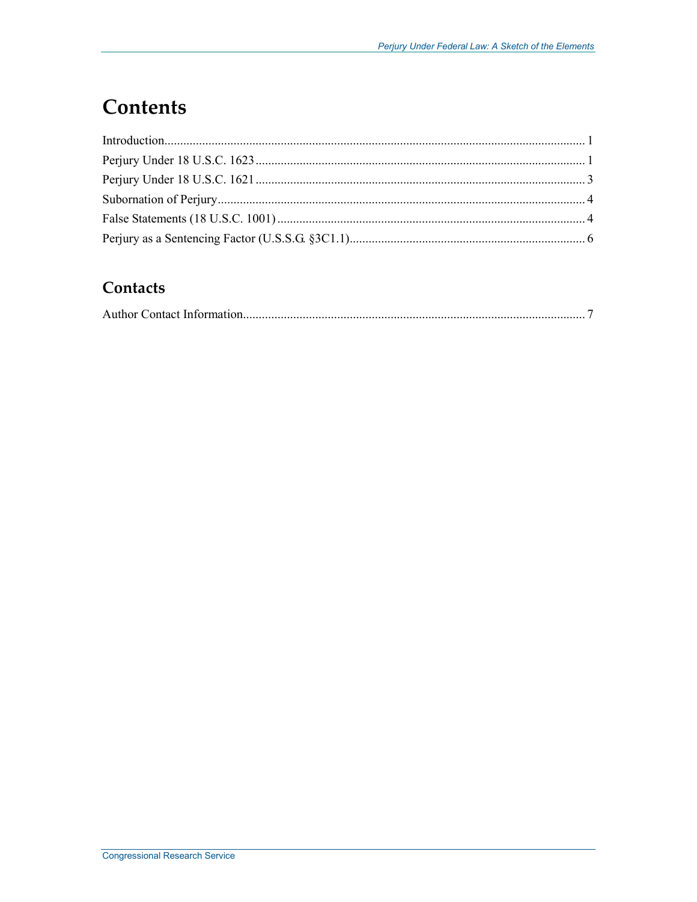# Contents

Introduction ..... 1
Perjury Under 18 U.S.C. 1623 ..... 1
Perjury Under 18 U.S.C. 1621 ..... 3
Subornation of Perjury ..... 4
False Statements (18 U.S.C. 1001) ..... 4
Perjury as a Sentencing Factor (U.S.S.G. §3C1.1) ..... 6

## Contacts

Author Contact Information ..... 7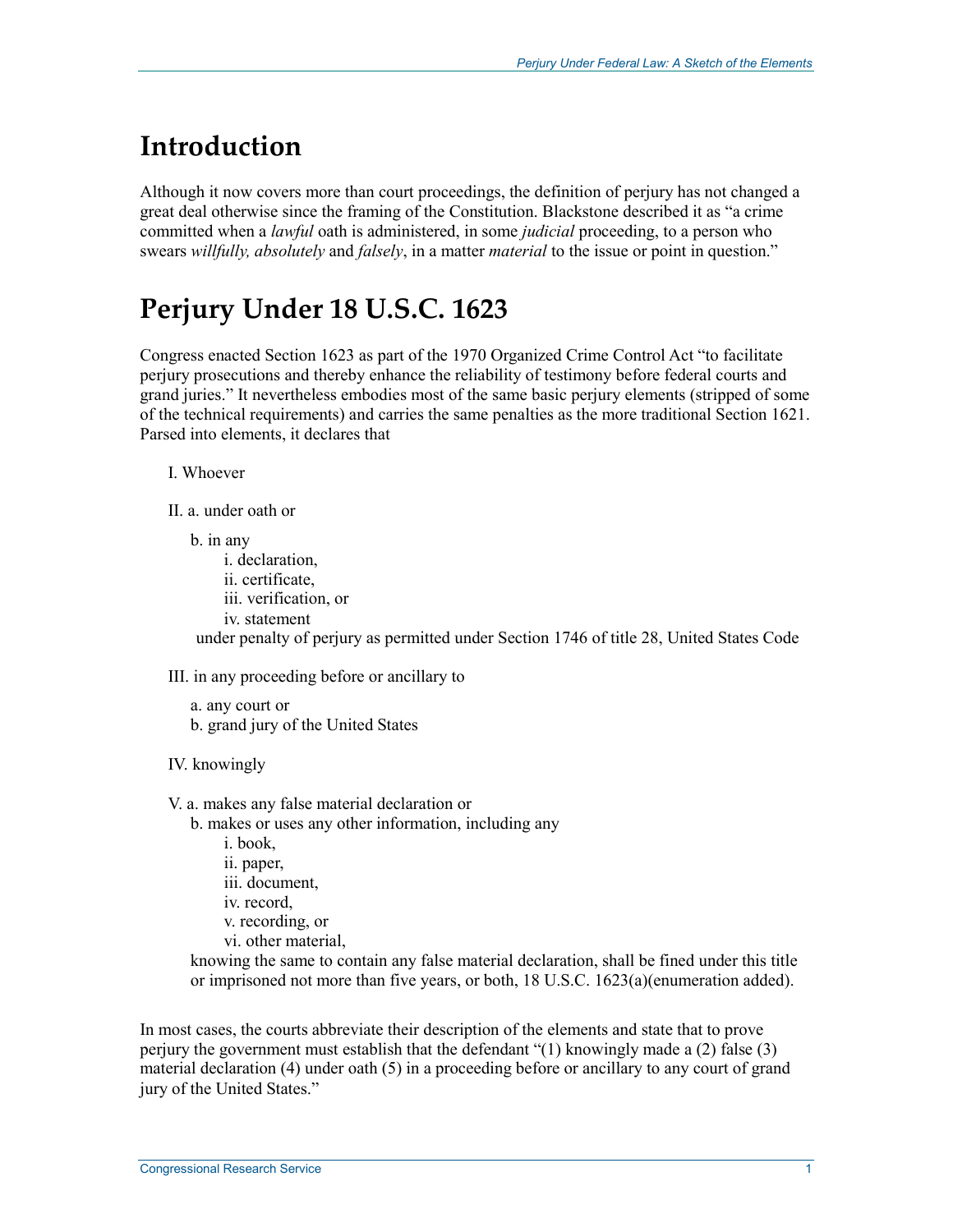# Introduction

Although it now covers more than court proceedings, the definition of perjury has not changed a great deal otherwise since the framing of the Constitution. Blackstone described it as "a crime committed when a *lawful* oath is administered, in some *judicial* proceeding, to a person who swears *willfully, absolutely* and *falsely*, in a matter *material* to the issue or point in question."

# Perjury Under 18 U.S.C. 1623

Congress enacted Section 1623 as part of the 1970 Organized Crime Control Act "to facilitate perjury prosecutions and thereby enhance the reliability of testimony before federal courts and grand juries." It nevertheless embodies most of the same basic perjury elements (stripped of some of the technical requirements) and carries the same penalties as the more traditional Section 1621. Parsed into elements, it declares that

I. Whoever

II. a. under oath or

b. in any
- i. declaration,
- ii. certificate,
- iii. verification, or
- iv. statement

under penalty of perjury as permitted under Section 1746 of title 28, United States Code

III. in any proceeding before or ancillary to

a. any court or
b. grand jury of the United States

IV. knowingly

V. a. makes any false material declaration or

b. makes or uses any other information, including any
- i. book,
- ii. paper,
- iii. document,
- iv. record,
- v. recording, or
- vi. other material,

knowing the same to contain any false material declaration, shall be fined under this title or imprisoned not more than five years, or both, 18 U.S.C. 1623(a)(enumeration added).

In most cases, the courts abbreviate their description of the elements and state that to prove perjury the government must establish that the defendant "(1) knowingly made a (2) false (3) material declaration (4) under oath (5) in a proceeding before or ancillary to any court of grand jury of the United States."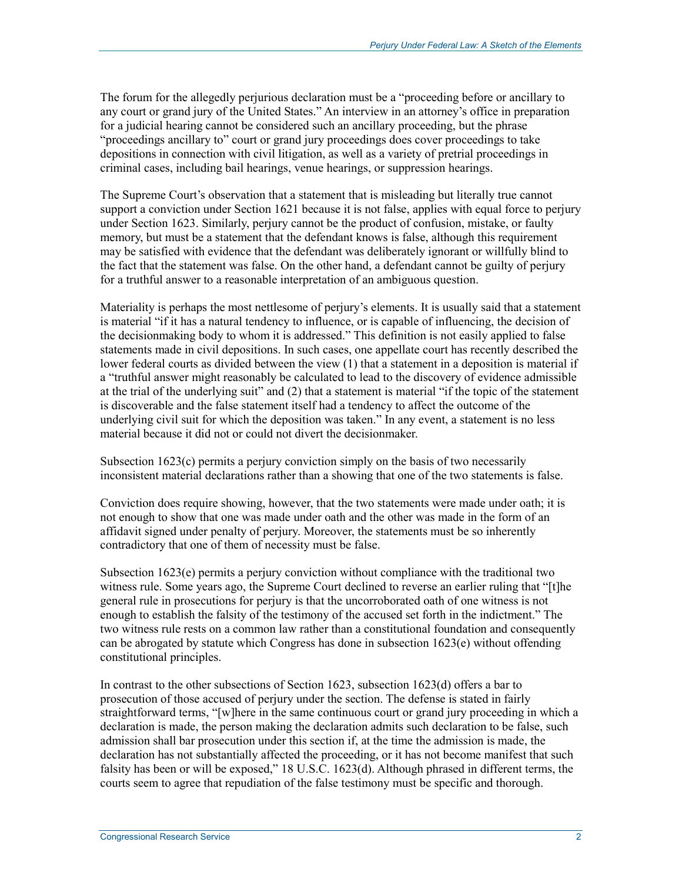The forum for the allegedly perjurious declaration must be a "proceeding before or ancillary to any court or grand jury of the United States." An interview in an attorney's office in preparation for a judicial hearing cannot be considered such an ancillary proceeding, but the phrase "proceedings ancillary to" court or grand jury proceedings does cover proceedings to take depositions in connection with civil litigation, as well as a variety of pretrial proceedings in criminal cases, including bail hearings, venue hearings, or suppression hearings.

The Supreme Court's observation that a statement that is misleading but literally true cannot support a conviction under Section 1621 because it is not false, applies with equal force to perjury under Section 1623. Similarly, perjury cannot be the product of confusion, mistake, or faulty memory, but must be a statement that the defendant knows is false, although this requirement may be satisfied with evidence that the defendant was deliberately ignorant or willfully blind to the fact that the statement was false. On the other hand, a defendant cannot be guilty of perjury for a truthful answer to a reasonable interpretation of an ambiguous question.

Materiality is perhaps the most nettlesome of perjury's elements. It is usually said that a statement is material "if it has a natural tendency to influence, or is capable of influencing, the decision of the decisionmaking body to whom it is addressed." This definition is not easily applied to false statements made in civil depositions. In such cases, one appellate court has recently described the lower federal courts as divided between the view (1) that a statement in a deposition is material if a "truthful answer might reasonably be calculated to lead to the discovery of evidence admissible at the trial of the underlying suit" and (2) that a statement is material "if the topic of the statement is discoverable and the false statement itself had a tendency to affect the outcome of the underlying civil suit for which the deposition was taken." In any event, a statement is no less material because it did not or could not divert the decisionmaker.

Subsection 1623(c) permits a perjury conviction simply on the basis of two necessarily inconsistent material declarations rather than a showing that one of the two statements is false.

Conviction does require showing, however, that the two statements were made under oath; it is not enough to show that one was made under oath and the other was made in the form of an affidavit signed under penalty of perjury. Moreover, the statements must be so inherently contradictory that one of them of necessity must be false.

Subsection 1623(e) permits a perjury conviction without compliance with the traditional two witness rule. Some years ago, the Supreme Court declined to reverse an earlier ruling that "[t]he general rule in prosecutions for perjury is that the uncorroborated oath of one witness is not enough to establish the falsity of the testimony of the accused set forth in the indictment." The two witness rule rests on a common law rather than a constitutional foundation and consequently can be abrogated by statute which Congress has done in subsection 1623(e) without offending constitutional principles.

In contrast to the other subsections of Section 1623, subsection 1623(d) offers a bar to prosecution of those accused of perjury under the section. The defense is stated in fairly straightforward terms, "[w]here in the same continuous court or grand jury proceeding in which a declaration is made, the person making the declaration admits such declaration to be false, such admission shall bar prosecution under this section if, at the time the admission is made, the declaration has not substantially affected the proceeding, or it has not become manifest that such falsity has been or will be exposed," 18 U.S.C. 1623(d). Although phrased in different terms, the courts seem to agree that repudiation of the false testimony must be specific and thorough.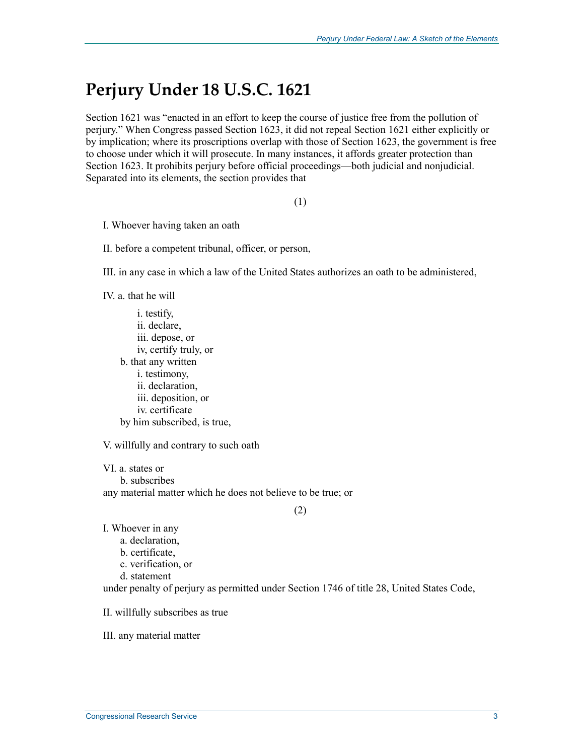# Perjury Under 18 U.S.C. 1621

Section 1621 was "enacted in an effort to keep the course of justice free from the pollution of perjury." When Congress passed Section 1623, it did not repeal Section 1621 either explicitly or by implication; where its proscriptions overlap with those of Section 1623, the government is free to choose under which it will prosecute. In many instances, it affords greater protection than Section 1623. It prohibits perjury before official proceedings—both judicial and nonjudicial. Separated into its elements, the section provides that

(1)

I. Whoever having taken an oath

II. before a competent tribunal, officer, or person,

III. in any case in which a law of the United States authorizes an oath to be administered,

IV. a. that he will

- i. testify,
- ii. declare,
- iii. depose, or
- iv, certify truly, or

b. that any written

- i. testimony,
- ii. declaration,
- iii. deposition, or
- iv. certificate

by him subscribed, is true,

V. willfully and contrary to such oath

VI. a. states or

b. subscribes

any material matter which he does not believe to be true; or

(2)

I. Whoever in any

- a. declaration,
- b. certificate,
- c. verification, or
- d. statement

under penalty of perjury as permitted under Section 1746 of title 28, United States Code,

II. willfully subscribes as true

III. any material matter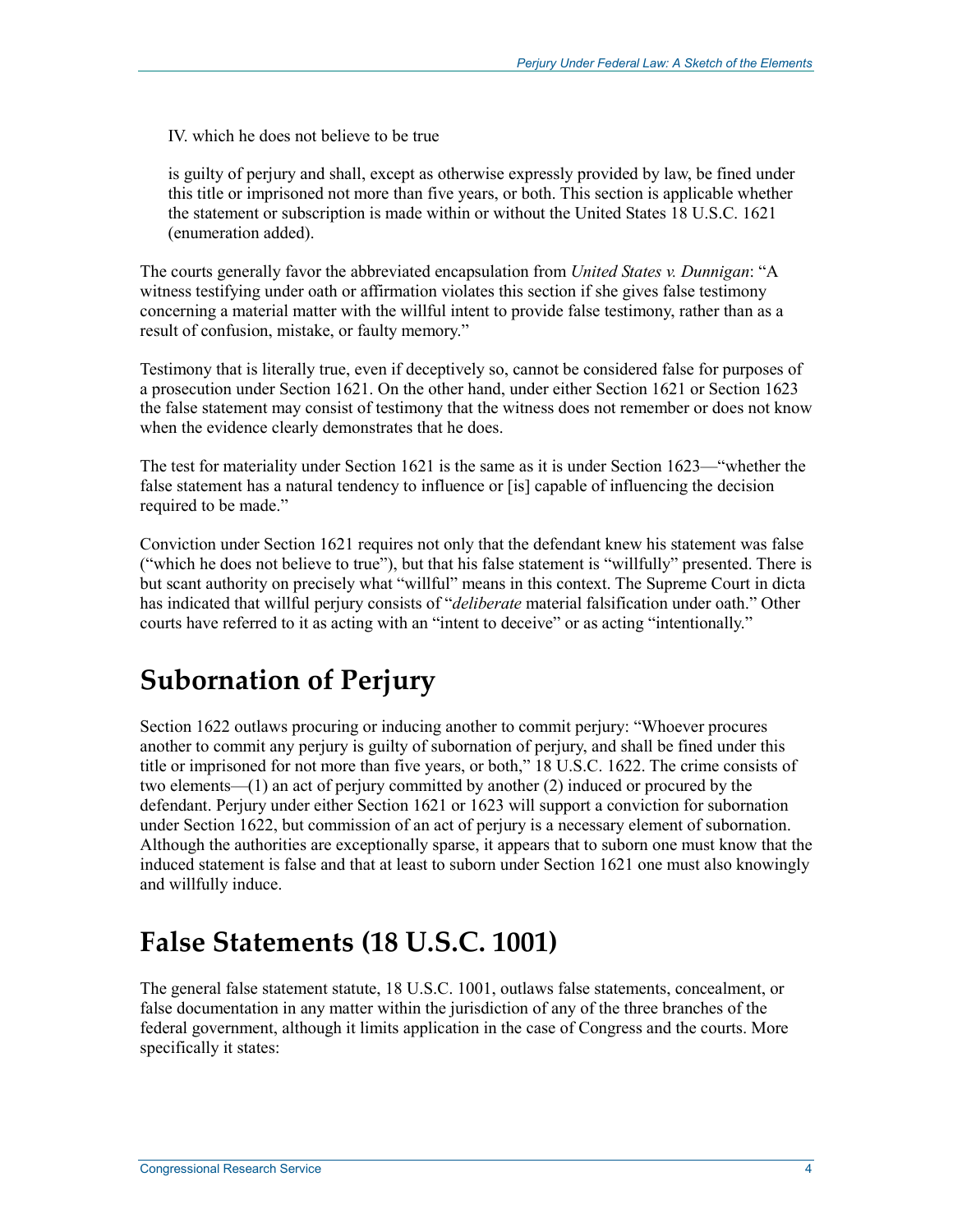> IV. which he does not believe to be true
>
> is guilty of perjury and shall, except as otherwise expressly provided by law, be fined under this title or imprisoned not more than five years, or both. This section is applicable whether the statement or subscription is made within or without the United States 18 U.S.C. 1621 (enumeration added).

The courts generally favor the abbreviated encapsulation from *United States v. Dunnigan*: "A witness testifying under oath or affirmation violates this section if she gives false testimony concerning a material matter with the willful intent to provide false testimony, rather than as a result of confusion, mistake, or faulty memory."

Testimony that is literally true, even if deceptively so, cannot be considered false for purposes of a prosecution under Section 1621. On the other hand, under either Section 1621 or Section 1623 the false statement may consist of testimony that the witness does not remember or does not know when the evidence clearly demonstrates that he does.

The test for materiality under Section 1621 is the same as it is under Section 1623—"whether the false statement has a natural tendency to influence or [is] capable of influencing the decision required to be made."

Conviction under Section 1621 requires not only that the defendant knew his statement was false ("which he does not believe to true"), but that his false statement is "willfully" presented. There is but scant authority on precisely what "willful" means in this context. The Supreme Court in dicta has indicated that willful perjury consists of "*deliberate* material falsification under oath." Other courts have referred to it as acting with an "intent to deceive" or as acting "intentionally."

## Subornation of Perjury

Section 1622 outlaws procuring or inducing another to commit perjury: "Whoever procures another to commit any perjury is guilty of subornation of perjury, and shall be fined under this title or imprisoned for not more than five years, or both," 18 U.S.C. 1622. The crime consists of two elements—(1) an act of perjury committed by another (2) induced or procured by the defendant. Perjury under either Section 1621 or 1623 will support a conviction for subornation under Section 1622, but commission of an act of perjury is a necessary element of subornation. Although the authorities are exceptionally sparse, it appears that to suborn one must know that the induced statement is false and that at least to suborn under Section 1621 one must also knowingly and willfully induce.

## False Statements (18 U.S.C. 1001)

The general false statement statute, 18 U.S.C. 1001, outlaws false statements, concealment, or false documentation in any matter within the jurisdiction of any of the three branches of the federal government, although it limits application in the case of Congress and the courts. More specifically it states: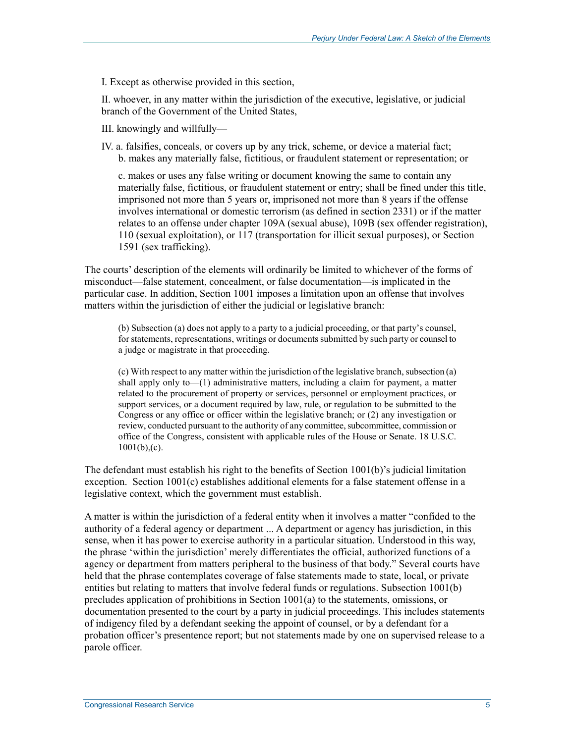I. Except as otherwise provided in this section,

II. whoever, in any matter within the jurisdiction of the executive, legislative, or judicial branch of the Government of the United States,

III. knowingly and willfully—

IV. a. falsifies, conceals, or covers up by any trick, scheme, or device a material fact;
b. makes any materially false, fictitious, or fraudulent statement or representation; or

c. makes or uses any false writing or document knowing the same to contain any materially false, fictitious, or fraudulent statement or entry; shall be fined under this title, imprisoned not more than 5 years or, imprisoned not more than 8 years if the offense involves international or domestic terrorism (as defined in section 2331) or if the matter relates to an offense under chapter 109A (sexual abuse), 109B (sex offender registration), 110 (sexual exploitation), or 117 (transportation for illicit sexual purposes), or Section 1591 (sex trafficking).

The courts' description of the elements will ordinarily be limited to whichever of the forms of misconduct—false statement, concealment, or false documentation—is implicated in the particular case. In addition, Section 1001 imposes a limitation upon an offense that involves matters within the jurisdiction of either the judicial or legislative branch:

> (b) Subsection (a) does not apply to a party to a judicial proceeding, or that party's counsel, for statements, representations, writings or documents submitted by such party or counsel to a judge or magistrate in that proceeding.
>
> (c) With respect to any matter within the jurisdiction of the legislative branch, subsection (a) shall apply only to—(1) administrative matters, including a claim for payment, a matter related to the procurement of property or services, personnel or employment practices, or support services, or a document required by law, rule, or regulation to be submitted to the Congress or any office or officer within the legislative branch; or (2) any investigation or review, conducted pursuant to the authority of any committee, subcommittee, commission or office of the Congress, consistent with applicable rules of the House or Senate. 18 U.S.C. 1001(b),(c).

The defendant must establish his right to the benefits of Section 1001(b)'s judicial limitation exception. Section 1001(c) establishes additional elements for a false statement offense in a legislative context, which the government must establish.

A matter is within the jurisdiction of a federal entity when it involves a matter "confided to the authority of a federal agency or department ... A department or agency has jurisdiction, in this sense, when it has power to exercise authority in a particular situation. Understood in this way, the phrase 'within the jurisdiction' merely differentiates the official, authorized functions of a agency or department from matters peripheral to the business of that body." Several courts have held that the phrase contemplates coverage of false statements made to state, local, or private entities but relating to matters that involve federal funds or regulations. Subsection 1001(b) precludes application of prohibitions in Section 1001(a) to the statements, omissions, or documentation presented to the court by a party in judicial proceedings. This includes statements of indigency filed by a defendant seeking the appoint of counsel, or by a defendant for a probation officer's presentence report; but not statements made by one on supervised release to a parole officer.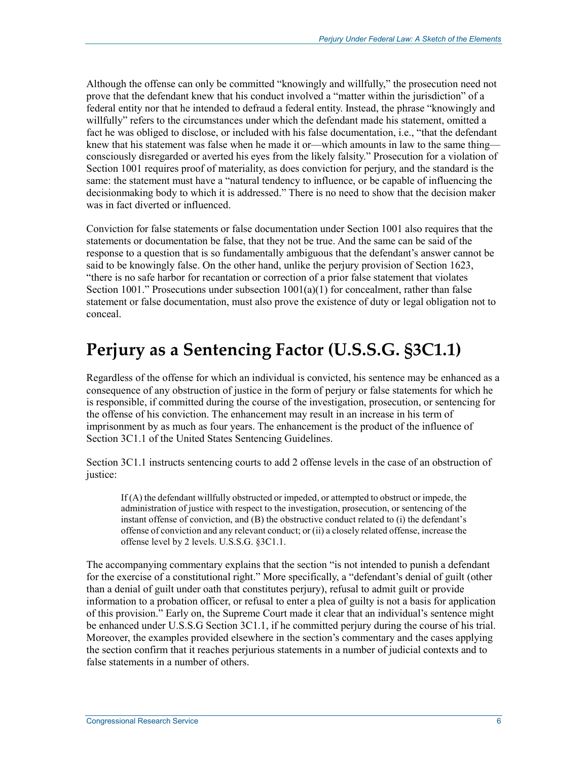Although the offense can only be committed "knowingly and willfully," the prosecution need not prove that the defendant knew that his conduct involved a "matter within the jurisdiction" of a federal entity nor that he intended to defraud a federal entity. Instead, the phrase "knowingly and willfully" refers to the circumstances under which the defendant made his statement, omitted a fact he was obliged to disclose, or included with his false documentation, i.e., "that the defendant knew that his statement was false when he made it or—which amounts in law to the same thing—consciously disregarded or averted his eyes from the likely falsity." Prosecution for a violation of Section 1001 requires proof of materiality, as does conviction for perjury, and the standard is the same: the statement must have a "natural tendency to influence, or be capable of influencing the decisionmaking body to which it is addressed." There is no need to show that the decision maker was in fact diverted or influenced.

Conviction for false statements or false documentation under Section 1001 also requires that the statements or documentation be false, that they not be true. And the same can be said of the response to a question that is so fundamentally ambiguous that the defendant's answer cannot be said to be knowingly false. On the other hand, unlike the perjury provision of Section 1623, "there is no safe harbor for recantation or correction of a prior false statement that violates Section 1001." Prosecutions under subsection 1001(a)(1) for concealment, rather than false statement or false documentation, must also prove the existence of duty or legal obligation not to conceal.

# Perjury as a Sentencing Factor (U.S.S.G. §3C1.1)

Regardless of the offense for which an individual is convicted, his sentence may be enhanced as a consequence of any obstruction of justice in the form of perjury or false statements for which he is responsible, if committed during the course of the investigation, prosecution, or sentencing for the offense of his conviction. The enhancement may result in an increase in his term of imprisonment by as much as four years. The enhancement is the product of the influence of Section 3C1.1 of the United States Sentencing Guidelines.

Section 3C1.1 instructs sentencing courts to add 2 offense levels in the case of an obstruction of justice:

> If (A) the defendant willfully obstructed or impeded, or attempted to obstruct or impede, the administration of justice with respect to the investigation, prosecution, or sentencing of the instant offense of conviction, and (B) the obstructive conduct related to (i) the defendant's offense of conviction and any relevant conduct; or (ii) a closely related offense, increase the offense level by 2 levels. U.S.S.G. §3C1.1.

The accompanying commentary explains that the section "is not intended to punish a defendant for the exercise of a constitutional right." More specifically, a "defendant's denial of guilt (other than a denial of guilt under oath that constitutes perjury), refusal to admit guilt or provide information to a probation officer, or refusal to enter a plea of guilty is not a basis for application of this provision." Early on, the Supreme Court made it clear that an individual's sentence might be enhanced under U.S.S.G Section 3C1.1, if he committed perjury during the course of his trial. Moreover, the examples provided elsewhere in the section's commentary and the cases applying the section confirm that it reaches perjurious statements in a number of judicial contexts and to false statements in a number of others.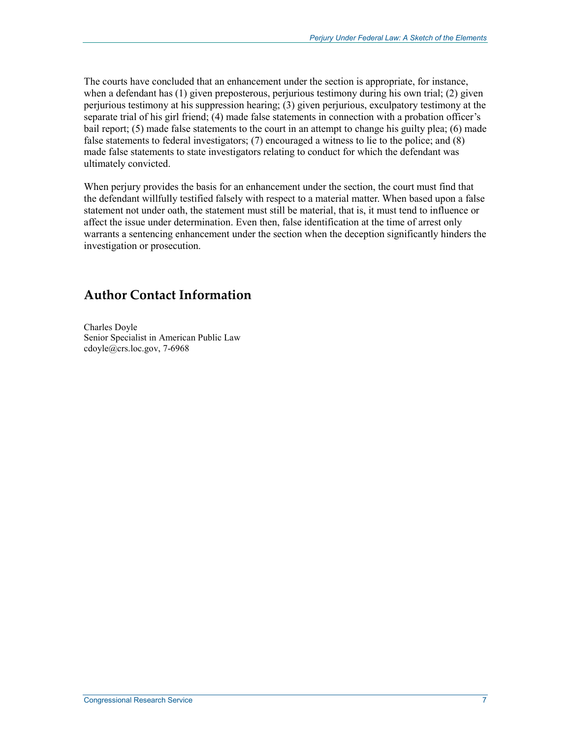The courts have concluded that an enhancement under the section is appropriate, for instance, when a defendant has (1) given preposterous, perjurious testimony during his own trial; (2) given perjurious testimony at his suppression hearing; (3) given perjurious, exculpatory testimony at the separate trial of his girl friend; (4) made false statements in connection with a probation officer's bail report; (5) made false statements to the court in an attempt to change his guilty plea; (6) made false statements to federal investigators; (7) encouraged a witness to lie to the police; and (8) made false statements to state investigators relating to conduct for which the defendant was ultimately convicted.

When perjury provides the basis for an enhancement under the section, the court must find that the defendant willfully testified falsely with respect to a material matter. When based upon a false statement not under oath, the statement must still be material, that is, it must tend to influence or affect the issue under determination. Even then, false identification at the time of arrest only warrants a sentencing enhancement under the section when the deception significantly hinders the investigation or prosecution.

## Author Contact Information

Charles Doyle
Senior Specialist in American Public Law
cdoyle@crs.loc.gov, 7-6968